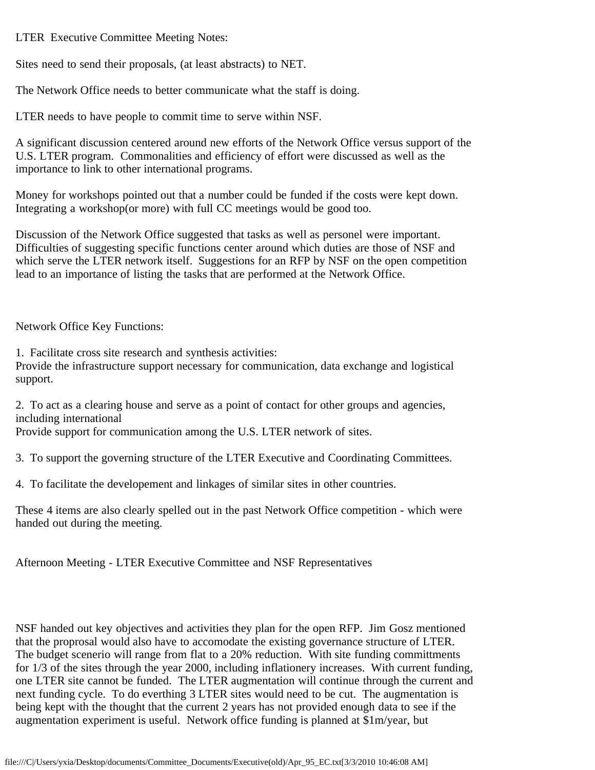LTER Executive Committee Meeting Notes:

Sites need to send their proposals, (at least abstracts) to NET.

The Network Office needs to better communicate what the staff is doing.

LTER needs to have people to commit time to serve within NSF.

A significant discussion centered around new efforts of the Network Office versus support of the U.S. LTER program. Commonalities and efficiency of effort were discussed as well as the importance to link to other international programs.

Money for workshops pointed out that a number could be funded if the costs were kept down. Integrating a workshop(or more) with full CC meetings would be good too.

Discussion of the Network Office suggested that tasks as well as personel were important. Difficulties of suggesting specific functions center around which duties are those of NSF and which serve the LTER network itself. Suggestions for an RFP by NSF on the open competition lead to an importance of listing the tasks that are performed at the Network Office.

Network Office Key Functions:

1. Facilitate cross site research and synthesis activities:
Provide the infrastructure support necessary for communication, data exchange and logistical support.

2. To act as a clearing house and serve as a point of contact for other groups and agencies, including international
Provide support for communication among the U.S. LTER network of sites.

3. To support the governing structure of the LTER Executive and Coordinating Committees.

4. To facilitate the developement and linkages of similar sites in other countries.

These 4 items are also clearly spelled out in the past Network Office competition - which were handed out during the meeting.

Afternoon Meeting - LTER Executive Committee and NSF Representatives

NSF handed out key objectives and activities they plan for the open RFP. Jim Gosz mentioned that the proprosal would also have to accomodate the existing governance structure of LTER. The budget scenerio will range from flat to a 20% reduction. With site funding committments for 1/3 of the sites through the year 2000, including inflationery increases. With current funding, one LTER site cannot be funded. The LTER augmentation will continue through the current and next funding cycle. To do everthing 3 LTER sites would need to be cut. The augmentation is being kept with the thought that the current 2 years has not provided enough data to see if the augmentation experiment is useful. Network office funding is planned at $1m/year, but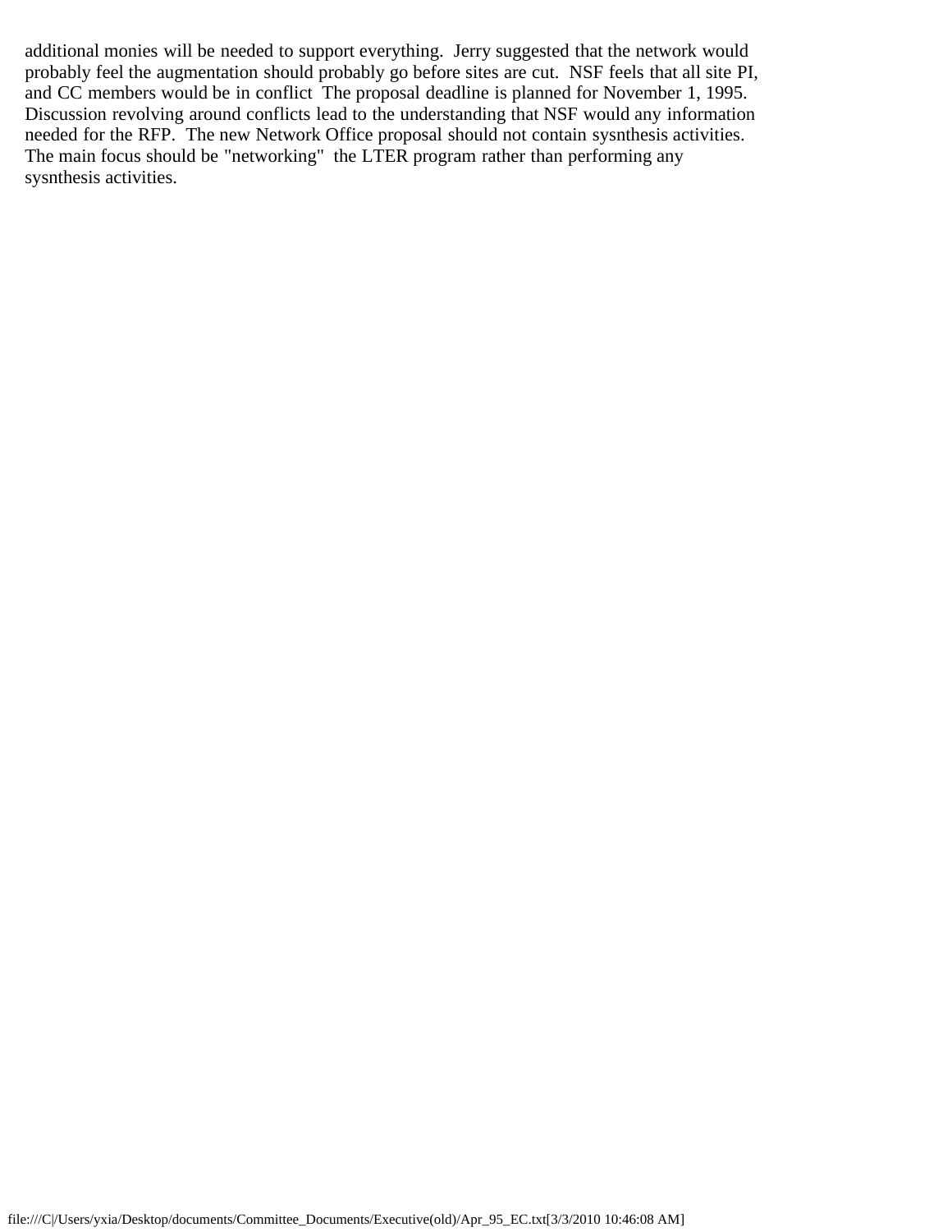additional monies will be needed to support everything.  Jerry suggested that the network would probably feel the augmentation should probably go before sites are cut.  NSF feels that all site PI, and CC members would be in conflict  The proposal deadline is planned for November 1, 1995. Discussion revolving around conflicts lead to the understanding that NSF would any information needed for the RFP.  The new Network Office proposal should not contain sysnthesis activities. The main focus should be "networking"  the LTER program rather than performing any sysnthesis activities.